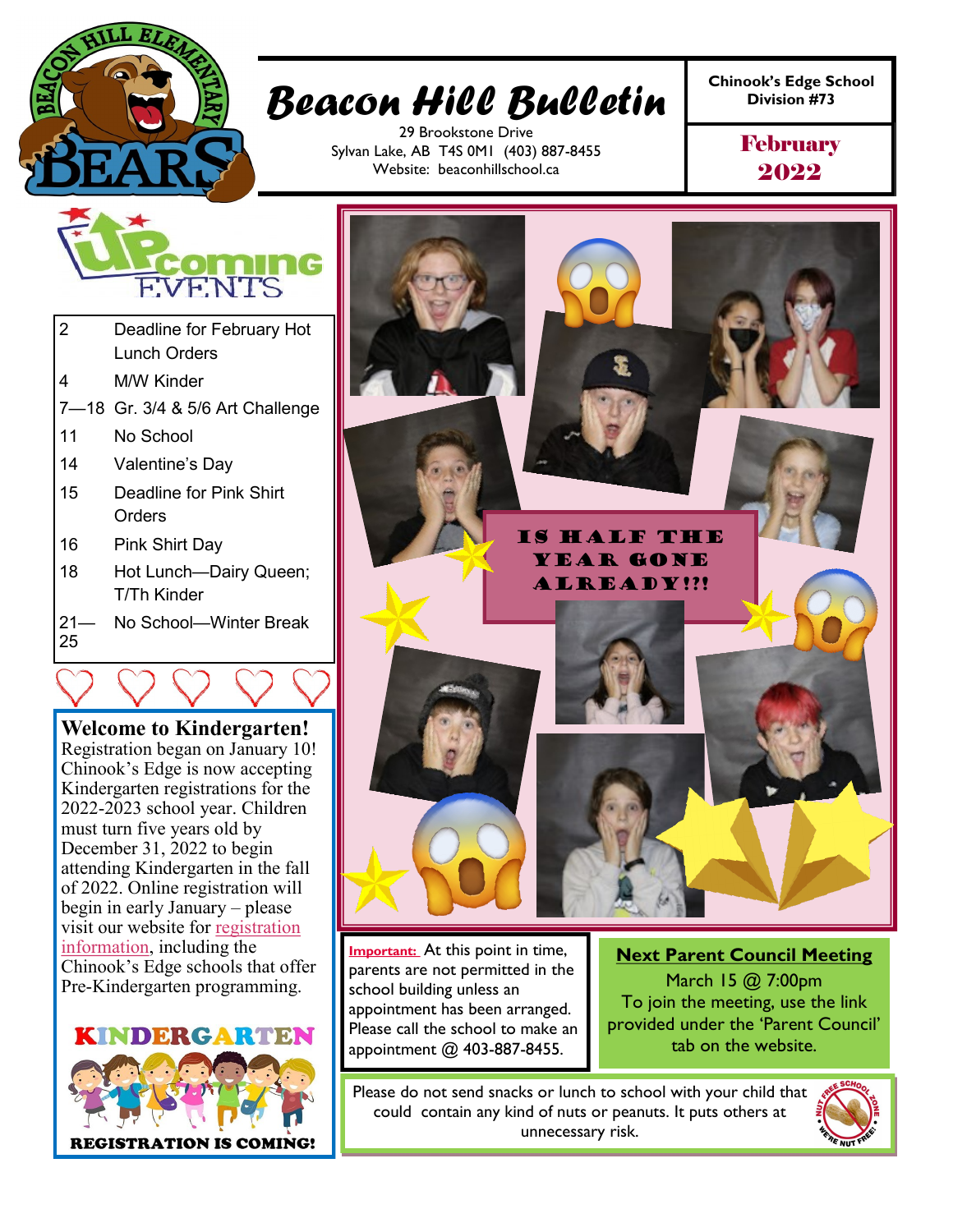# Beacon Hill Bulletin

29 Brookstone Drive
Sylvan Lake, AB T4S 0M1 (403) 887-8455
Website: beaconhillschool.ca

**Chinook's Edge School Division #73**

**February 2022**

## Upcoming Events

| | |
|---|---|
| 2 | Deadline for February Hot Lunch Orders |
| 4 | M/W Kinder |
| 7—18 | Gr. 3/4 & 5/6 Art Challenge |
| 11 | No School |
| 14 | Valentine's Day |
| 15 | Deadline for Pink Shirt Orders |
| 16 | Pink Shirt Day |
| 18 | Hot Lunch—Dairy Queen; T/Th Kinder |
| 21—25 | No School—Winter Break |

## Welcome to Kindergarten!

Registration began on January 10! Chinook's Edge is now accepting Kindergarten registrations for the 2022-2023 school year. Children must turn five years old by December 31, 2022 to begin attending Kindergarten in the fall of 2022. Online registration will begin in early January – please visit our website for registration information, including the Chinook's Edge schools that offer Pre-Kindergarten programming.

**KINDERGARTEN REGISTRATION IS COMING!**

**IS HALF THE YEAR GONE ALREADY!?!**

**Important:** At this point in time, parents are not permitted in the school building unless an appointment has been arranged. Please call the school to make an appointment @ 403-887-8455.

### Next Parent Council Meeting

March 15 @ 7:00pm
To join the meeting, use the link provided under the 'Parent Council' tab on the website.

Please do not send snacks or lunch to school with your child that could contain any kind of nuts or peanuts. It puts others at unnecessary risk.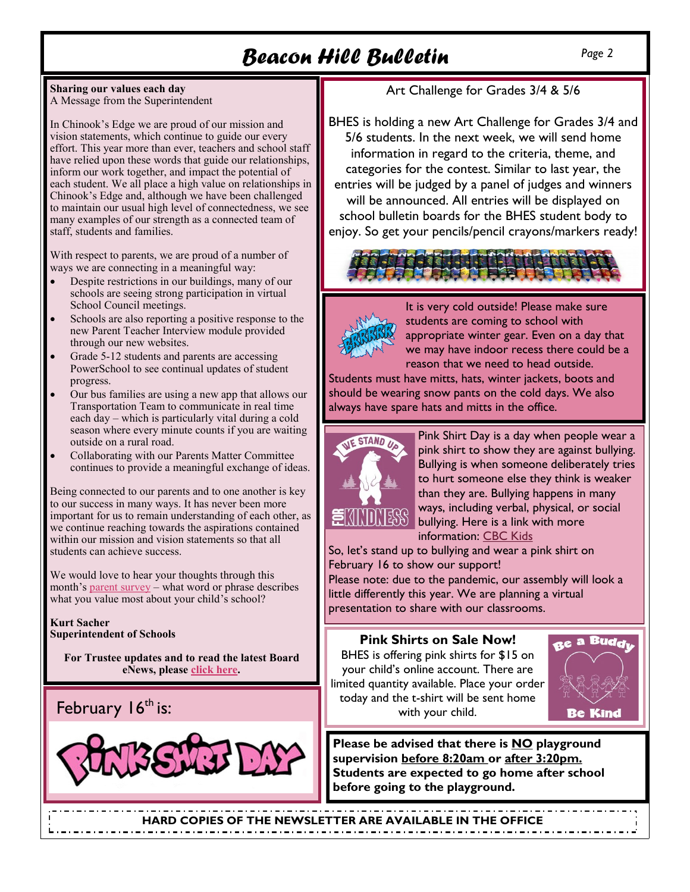# Beacon Hill Bulletin

**Sharing our values each day**
A Message from the Superintendent

In Chinook's Edge we are proud of our mission and vision statements, which continue to guide our every effort. This year more than ever, teachers and school staff have relied upon these words that guide our relationships, inform our work together, and impact the potential of each student. We all place a high value on relationships in Chinook's Edge and, although we have been challenged to maintain our usual high level of connectedness, we see many examples of our strength as a connected team of staff, students and families.

With respect to parents, we are proud of a number of ways we are connecting in a meaningful way:

- Despite restrictions in our buildings, many of our schools are seeing strong participation in virtual School Council meetings.
- Schools are also reporting a positive response to the new Parent Teacher Interview module provided through our new websites.
- Grade 5-12 students and parents are accessing PowerSchool to see continual updates of student progress.
- Our bus families are using a new app that allows our Transportation Team to communicate in real time each day – which is particularly vital during a cold season where every minute counts if you are waiting outside on a rural road.
- Collaborating with our Parents Matter Committee continues to provide a meaningful exchange of ideas.

Being connected to our parents and to one another is key to our success in many ways. It has never been more important for us to remain understanding of each other, as we continue reaching towards the aspirations contained within our mission and vision statements so that all students can achieve success.

We would love to hear your thoughts through this month's parent survey – what word or phrase describes what you value most about your child's school?

**Kurt Sacher**
**Superintendent of Schools**

**For Trustee updates and to read the latest Board eNews, please click here.**

February 16th is:

PINK SHIRT DAY

Art Challenge for Grades 3/4 & 5/6

BHES is holding a new Art Challenge for Grades 3/4 and 5/6 students. In the next week, we will send home information in regard to the criteria, theme, and categories for the contest. Similar to last year, the entries will be judged by a panel of judges and winners will be announced. All entries will be displayed on school bulletin boards for the BHES student body to enjoy. So get your pencils/pencil crayons/markers ready!

BRRRRR

It is very cold outside! Please make sure students are coming to school with appropriate winter gear. Even on a day that we may have indoor recess there could be a reason that we need to head outside.
Students must have mitts, hats, winter jackets, boots and should be wearing snow pants on the cold days. We also always have spare hats and mitts in the office.

WE STAND UP FOR KINDNESS

Pink Shirt Day is a day when people wear a pink shirt to show they are against bullying. Bullying is when someone deliberately tries to hurt someone else they think is weaker than they are. Bullying happens in many ways, including verbal, physical, or social bullying. Here is a link with more information: CBC Kids

So, let's stand up to bullying and wear a pink shirt on February 16 to show our support!
Please note: due to the pandemic, our assembly will look a little differently this year. We are planning a virtual presentation to share with our classrooms.

**Pink Shirts on Sale Now!**
BHES is offering pink shirts for $15 on your child's online account. There are limited quantity available. Place your order today and the t-shirt will be sent home with your child.

Be a Buddy
Be Kind

**Please be advised that there is <u>NO</u> playground supervision <u>before 8:20am</u> or <u>after 3:20pm.</u> Students are expected to go home after school before going to the playground.**

**HARD COPIES OF THE NEWSLETTER ARE AVAILABLE IN THE OFFICE**